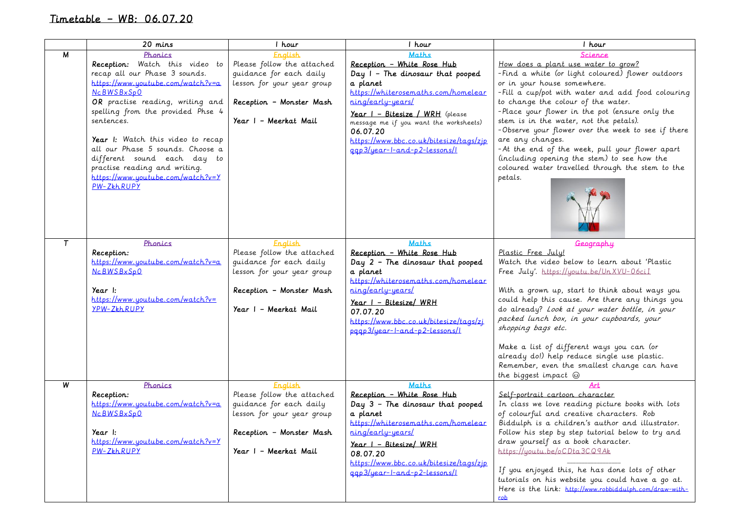# Timetable – WB: 06.07.20

| | 20 mins | 1 hour | 1 hour | 1 hour |
|---|---|---|---|---|
| M | **Phonics**<br>**Reception:** Watch this video to recap all our Phase 3 sounds. https://www.youtube.com/watch?v=aNcBWSBxSp0<br>**OR** practise reading, writing and spelling from the provided Phse 4 sentences.<br><br>**Year 1:** Watch this video to recap all our Phase 5 sounds. Choose a different sound each day to practise reading and writing. https://www.youtube.com/watch?v=YPW-ZkhRUPY | **English**<br>Please follow the attached guidance for each daily lesson for your year group<br><br>**Reception – Monster Mash**<br><br>**Year 1 – Meerkat Mail** | **Maths**<br>**Reception – White Rose Hub**<br>**Day 1 – The dinosaur that pooped a planet**<br>https://whiterosemaths.com/homelearning/early-years/<br>**Year 1 – Bitesize / WRH** (please message me if you want the worksheets)<br>**06.07.20**<br>https://www.bbc.co.uk/bitesize/tags/zjpqqp3/year-1-and-p2-lessons/1 | **Science**<br>How does a plant use water to grow?<br>-Find a white (or light coloured) flower outdoors or in your house somewhere.<br>-Fill a cup/pot with water and add food colouring to change the colour of the water.<br>-Place your flower in the pot (ensure only the stem is in the water, not the petals).<br>-Observe your flower over the week to see if there are any changes.<br>-At the end of the week, pull your flower apart (including opening the stem) to see how the coloured water travelled through the stem to the petals. |
| T | **Phonics**<br>**Reception:**<br>https://www.youtube.com/watch?v=aNcBWSBxSp0<br><br>**Year 1:**<br>https://www.youtube.com/watch?v=YPW-ZkhRUPY | **English**<br>Please follow the attached guidance for each daily lesson for your year group<br><br>**Reception – Monster Mash**<br><br>**Year 1 – Meerkat Mail** | **Maths**<br>**Reception – White Rose Hub**<br>**Day 2 – The dinosaur that pooped a planet**<br>https://whiterosemaths.com/homelearning/early-years/<br>**Year 1 – Bitesize/ WRH**<br>**07.07.20**<br>https://www.bbc.co.uk/bitesize/tags/zjpqqp3/year-1-and-p2-lessons/1 | **Geography**<br>Plastic Free July!<br>Watch the video below to learn about 'Plastic Free July'. https://youtu.be/UnXVU-06ciI<br><br>With a grown up, start to think about ways you could help this cause. Are there any things you do already? *Look at your water bottle, in your packed lunch box, in your cupboards, your shopping bags etc.*<br><br>Make a list of different ways you can (or already do!) help reduce single use plastic. Remember, even the smallest change can have the biggest impact ☺ |
| W | **Phonics**<br>**Reception:**<br>https://www.youtube.com/watch?v=aNcBWSBxSp0<br><br>**Year 1:**<br>https://www.youtube.com/watch?v=YPW-ZkhRUPY | **English**<br>Please follow the attached guidance for each daily lesson for your year group<br><br>**Reception – Monster Mash**<br><br>**Year 1 – Meerkat Mail** | **Maths**<br>**Reception – White Rose Hub**<br>**Day 3 – The dinosaur that pooped a planet**<br>https://whiterosemaths.com/homelearning/early-years/<br>**Year 1 – Bitesize/ WRH**<br>**08.07.20**<br>https://www.bbc.co.uk/bitesize/tags/zjpqqp3/year-1-and-p2-lessons/1 | **Art**<br>Self-portrait cartoon character<br>In class we love reading picture books with lots of colourful and creative characters. Rob Biddulph is a children's author and illustrator. Follow his step by step tutorial below to try and draw yourself as a book character.<br>https://youtu.be/oCDta3CQ9Ak<br><br>If you enjoyed this, he has done lots of other tutorials on his website you could have a go at. Here is the link: http://www.robbiddulph.com/draw-with-rob |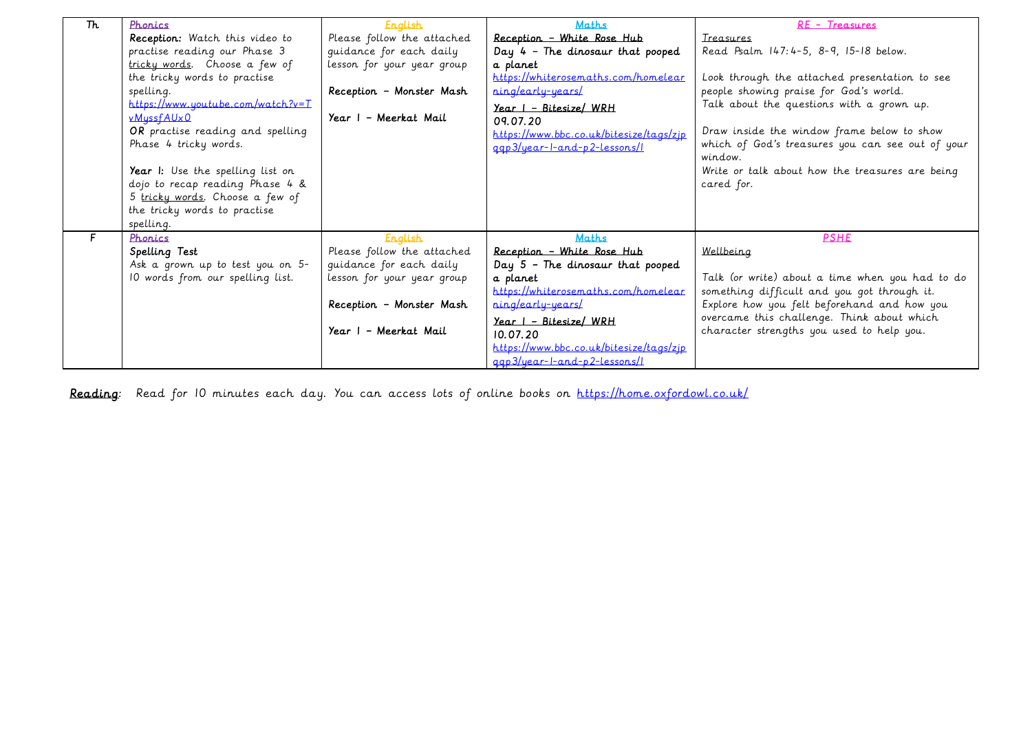| Th | Phonics<br>**Reception:** Watch this video to practise reading our Phase 3 tricky words. Choose a few of the tricky words to practise spelling.<br>https://www.youtube.com/watch?v=TvMyssfAUx0<br>**OR** practise reading and spelling Phase 4 tricky words.<br><br>**Year 1:** Use the spelling list on dojo to recap reading Phase 4 & 5 tricky words. Choose a few of the tricky words to practise spelling. | English<br>Please follow the attached guidance for each daily lesson for your year group<br><br>**Reception – Monster Mash**<br><br>**Year 1 – Meerkat Mail** | Maths<br>**Reception – White Rose Hub**<br>**Day 4 – The dinosaur that pooped a planet**<br>https://whiterosemaths.com/homelearning/early-years/<br>**Year 1 – Bitesize/ WRH**<br>**09.07.20**<br>https://www.bbc.co.uk/bitesize/tags/zjpqqp3/year-1-and-p2-lessons/1 | RE – Treasures<br>Treasures<br>Read Psalm 147:4-5, 8-9, 15-18 below.<br><br>Look through the attached presentation to see people showing praise for God's world.<br>Talk about the questions with a grown up.<br><br>Draw inside the window frame below to show which of God's treasures you can see out of your window.<br>Write or talk about how the treasures are being cared for. |
|---|---|---|---|---|
| F | Phonics<br>**Spelling Test**<br>Ask a grown up to test you on 5-10 words from our spelling list. | English<br>Please follow the attached guidance for each daily lesson for your year group<br><br>**Reception – Monster Mash**<br><br>**Year 1 – Meerkat Mail** | Maths<br>**Reception – White Rose Hub**<br>**Day 5 – The dinosaur that pooped a planet**<br>https://whiterosemaths.com/homelearning/early-years/<br>**Year 1 – Bitesize/ WRH**<br>**10.07.20**<br>https://www.bbc.co.uk/bitesize/tags/zjpqqp3/year-1-and-p2-lessons/1 | PSHE<br>Wellbeing<br><br>Talk (or write) about a time when you had to do something difficult and you got through it. Explore how you felt beforehand and how you overcame this challenge. Think about which character strengths you used to help you. |

**Reading**: Read for 10 minutes each day. You can access lots of online books on https://home.oxfordowl.co.uk/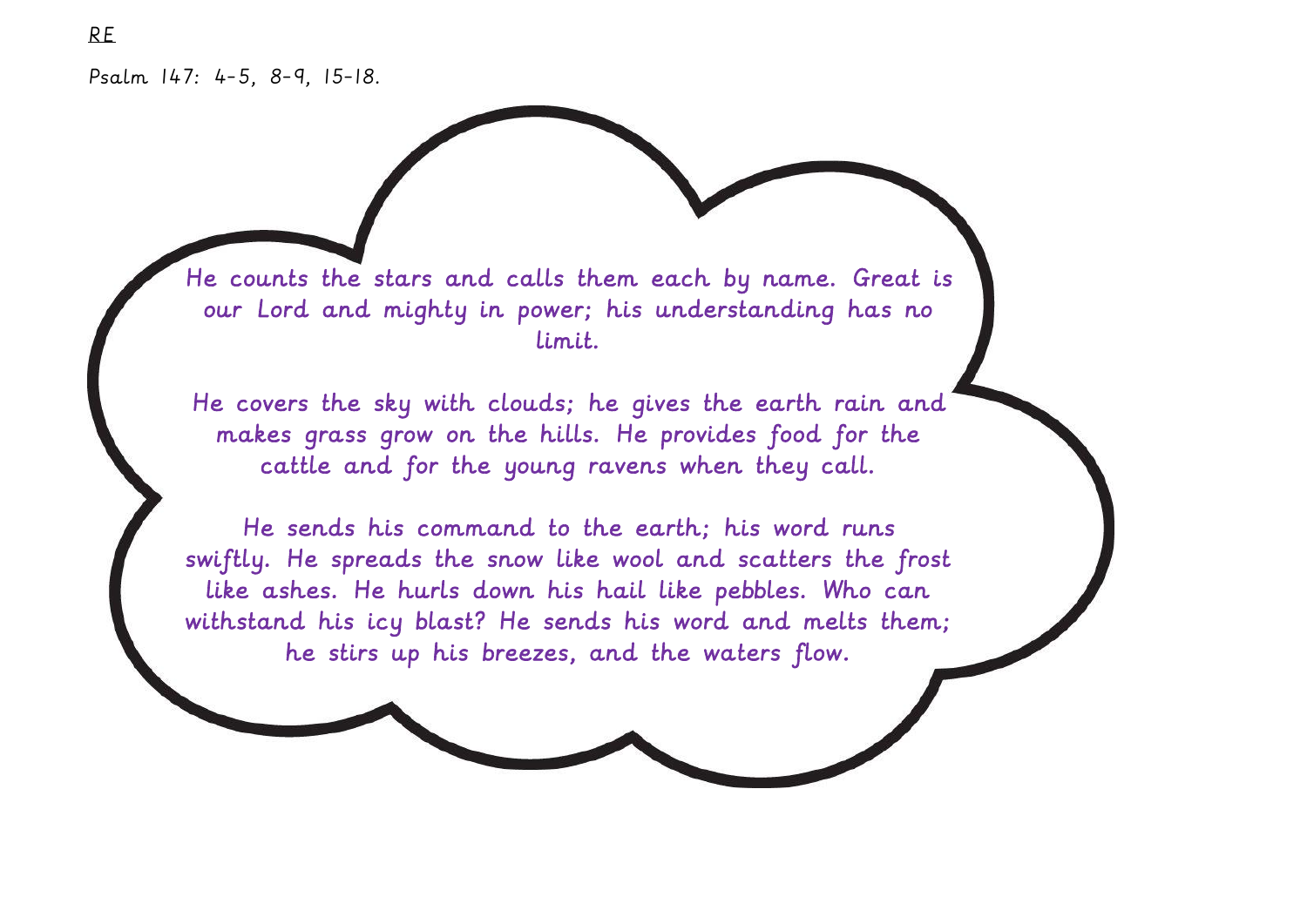RE

Psalm 147: 4-5, 8-9, 15-18.

He counts the stars and calls them each by name. Great is our Lord and mighty in power; his understanding has no limit.

He covers the sky with clouds; he gives the earth rain and makes grass grow on the hills. He provides food for the cattle and for the young ravens when they call.

He sends his command to the earth; his word runs swiftly. He spreads the snow like wool and scatters the frost like ashes. He hurls down his hail like pebbles. Who can withstand his icy blast? He sends his word and melts them; he stirs up his breezes, and the waters flow.